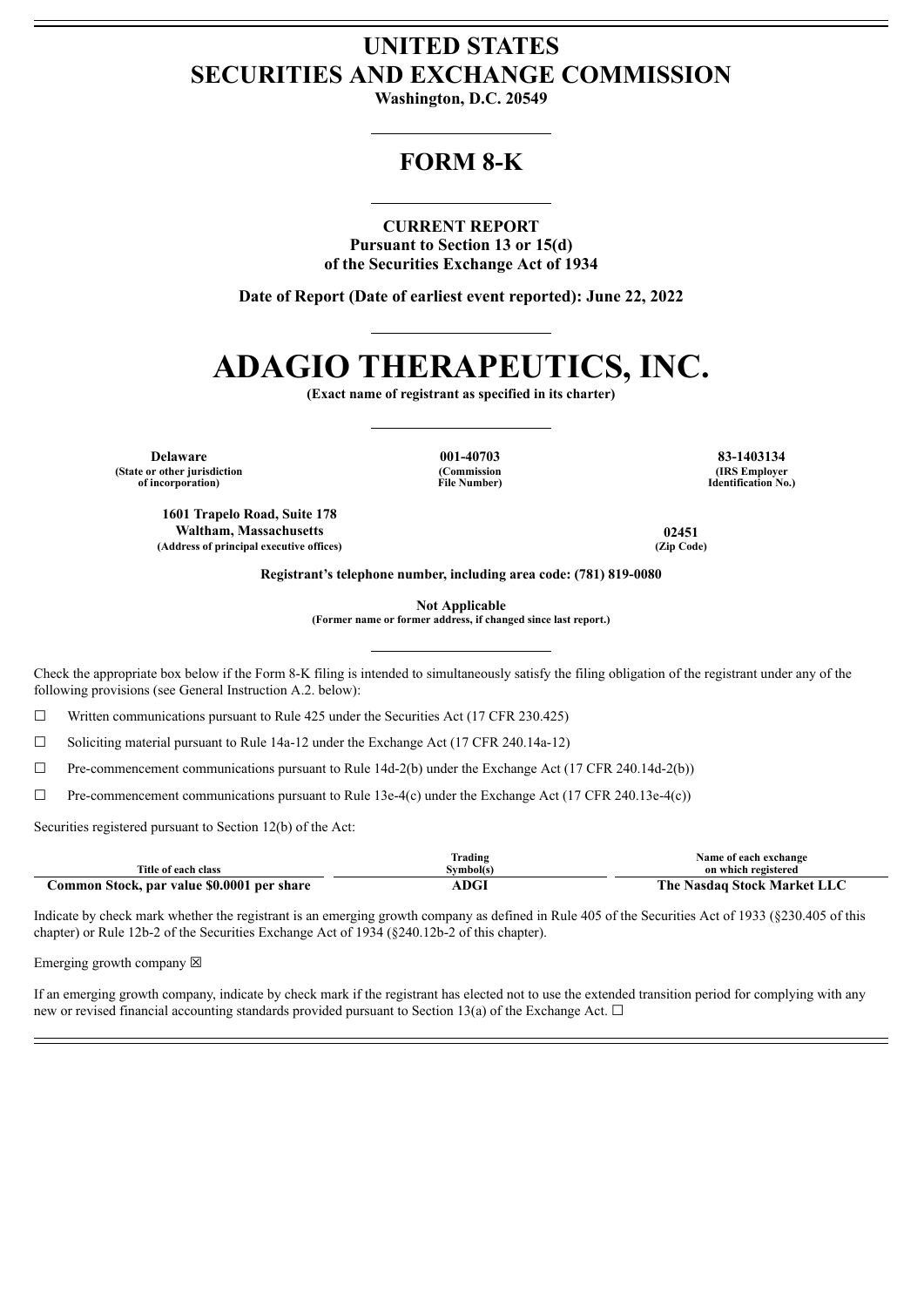# UNITED STATES
# SECURITIES AND EXCHANGE COMMISSION

**Washington, D.C. 20549**

## FORM 8-K

**CURRENT REPORT**
**Pursuant to Section 13 or 15(d)**
**of the Securities Exchange Act of 1934**

**Date of Report (Date of earliest event reported): June 22, 2022**

# ADAGIO THERAPEUTICS, INC.

**(Exact name of registrant as specified in its charter)**

| Delaware | 001-40703 | 83-1403134 |
|---|---|---|
| (State or other jurisdiction of incorporation) | (Commission File Number) | (IRS Employer Identification No.) |

| 1601 Trapelo Road, Suite 178 Waltham, Massachusetts | 02451 |
|---|---|
| (Address of principal executive offices) | (Zip Code) |

**Registrant's telephone number, including area code: (781) 819-0080**

**Not Applicable**
**(Former name or former address, if changed since last report.)**

Check the appropriate box below if the Form 8-K filing is intended to simultaneously satisfy the filing obligation of the registrant under any of the following provisions (see General Instruction A.2. below):

☐ Written communications pursuant to Rule 425 under the Securities Act (17 CFR 230.425)

☐ Soliciting material pursuant to Rule 14a-12 under the Exchange Act (17 CFR 240.14a-12)

☐ Pre-commencement communications pursuant to Rule 14d-2(b) under the Exchange Act (17 CFR 240.14d-2(b))

☐ Pre-commencement communications pursuant to Rule 13e-4(c) under the Exchange Act (17 CFR 240.13e-4(c))

Securities registered pursuant to Section 12(b) of the Act:

| Title of each class | Trading Symbol(s) | Name of each exchange on which registered |
|---|---|---|
| **Common Stock, par value $0.0001 per share** | **ADGI** | **The Nasdaq Stock Market LLC** |

Indicate by check mark whether the registrant is an emerging growth company as defined in Rule 405 of the Securities Act of 1933 (§230.405 of this chapter) or Rule 12b-2 of the Securities Exchange Act of 1934 (§240.12b-2 of this chapter).

Emerging growth company ☒

If an emerging growth company, indicate by check mark if the registrant has elected not to use the extended transition period for complying with any new or revised financial accounting standards provided pursuant to Section 13(a) of the Exchange Act. ☐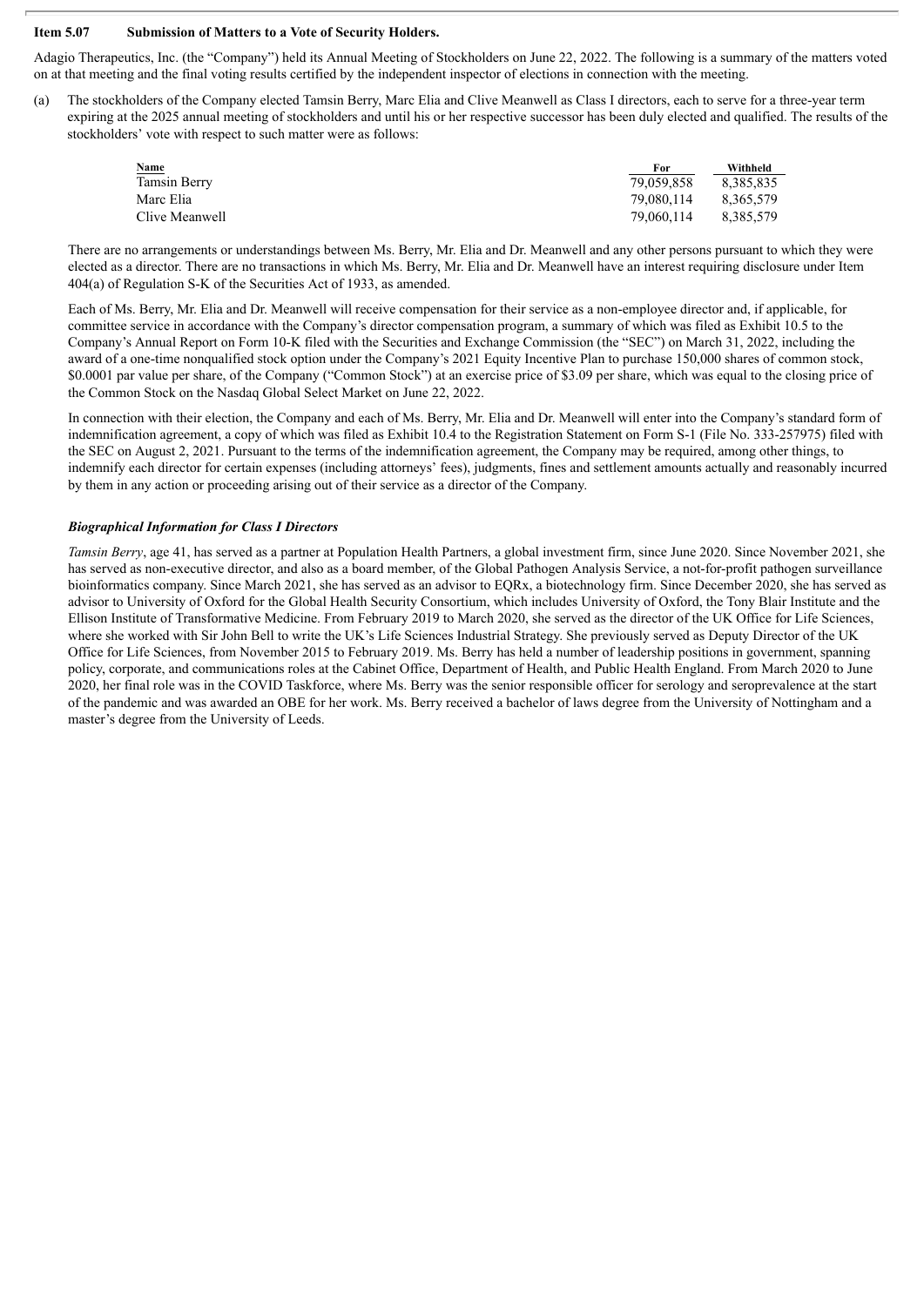**Item 5.07 Submission of Matters to a Vote of Security Holders.**

Adagio Therapeutics, Inc. (the "Company") held its Annual Meeting of Stockholders on June 22, 2022. The following is a summary of the matters voted on at that meeting and the final voting results certified by the independent inspector of elections in connection with the meeting.

(a) The stockholders of the Company elected Tamsin Berry, Marc Elia and Clive Meanwell as Class I directors, each to serve for a three-year term expiring at the 2025 annual meeting of stockholders and until his or her respective successor has been duly elected and qualified. The results of the stockholders' vote with respect to such matter were as follows:

| Name | For | Withheld |
|---|---|---|
| Tamsin Berry | 79,059,858 | 8,385,835 |
| Marc Elia | 79,080,114 | 8,365,579 |
| Clive Meanwell | 79,060,114 | 8,385,579 |

There are no arrangements or understandings between Ms. Berry, Mr. Elia and Dr. Meanwell and any other persons pursuant to which they were elected as a director. There are no transactions in which Ms. Berry, Mr. Elia and Dr. Meanwell have an interest requiring disclosure under Item 404(a) of Regulation S-K of the Securities Act of 1933, as amended.

Each of Ms. Berry, Mr. Elia and Dr. Meanwell will receive compensation for their service as a non-employee director and, if applicable, for committee service in accordance with the Company's director compensation program, a summary of which was filed as Exhibit 10.5 to the Company's Annual Report on Form 10-K filed with the Securities and Exchange Commission (the "SEC") on March 31, 2022, including the award of a one-time nonqualified stock option under the Company's 2021 Equity Incentive Plan to purchase 150,000 shares of common stock, \$0.0001 par value per share, of the Company ("Common Stock") at an exercise price of \$3.09 per share, which was equal to the closing price of the Common Stock on the Nasdaq Global Select Market on June 22, 2022.

In connection with their election, the Company and each of Ms. Berry, Mr. Elia and Dr. Meanwell will enter into the Company's standard form of indemnification agreement, a copy of which was filed as Exhibit 10.4 to the Registration Statement on Form S-1 (File No. 333-257975) filed with the SEC on August 2, 2021. Pursuant to the terms of the indemnification agreement, the Company may be required, among other things, to indemnify each director for certain expenses (including attorneys' fees), judgments, fines and settlement amounts actually and reasonably incurred by them in any action or proceeding arising out of their service as a director of the Company.

***Biographical Information for Class I Directors***

*Tamsin Berry*, age 41, has served as a partner at Population Health Partners, a global investment firm, since June 2020. Since November 2021, she has served as non-executive director, and also as a board member, of the Global Pathogen Analysis Service, a not-for-profit pathogen surveillance bioinformatics company. Since March 2021, she has served as an advisor to EQRx, a biotechnology firm. Since December 2020, she has served as advisor to University of Oxford for the Global Health Security Consortium, which includes University of Oxford, the Tony Blair Institute and the Ellison Institute of Transformative Medicine. From February 2019 to March 2020, she served as the director of the UK Office for Life Sciences, where she worked with Sir John Bell to write the UK's Life Sciences Industrial Strategy. She previously served as Deputy Director of the UK Office for Life Sciences, from November 2015 to February 2019. Ms. Berry has held a number of leadership positions in government, spanning policy, corporate, and communications roles at the Cabinet Office, Department of Health, and Public Health England. From March 2020 to June 2020, her final role was in the COVID Taskforce, where Ms. Berry was the senior responsible officer for serology and seroprevalence at the start of the pandemic and was awarded an OBE for her work. Ms. Berry received a bachelor of laws degree from the University of Nottingham and a master's degree from the University of Leeds.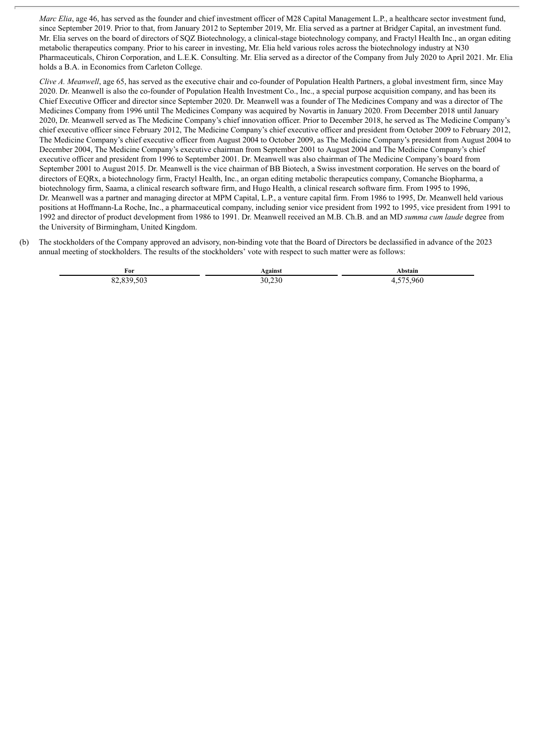*Marc Elia*, age 46, has served as the founder and chief investment officer of M28 Capital Management L.P., a healthcare sector investment fund, since September 2019. Prior to that, from January 2012 to September 2019, Mr. Elia served as a partner at Bridger Capital, an investment fund. Mr. Elia serves on the board of directors of SQZ Biotechnology, a clinical-stage biotechnology company, and Fractyl Health Inc., an organ editing metabolic therapeutics company. Prior to his career in investing, Mr. Elia held various roles across the biotechnology industry at N30 Pharmaceuticals, Chiron Corporation, and L.E.K. Consulting. Mr. Elia served as a director of the Company from July 2020 to April 2021. Mr. Elia holds a B.A. in Economics from Carleton College.

*Clive A. Meanwell*, age 65, has served as the executive chair and co-founder of Population Health Partners, a global investment firm, since May 2020. Dr. Meanwell is also the co-founder of Population Health Investment Co., Inc., a special purpose acquisition company, and has been its Chief Executive Officer and director since September 2020. Dr. Meanwell was a founder of The Medicines Company and was a director of The Medicines Company from 1996 until The Medicines Company was acquired by Novartis in January 2020. From December 2018 until January 2020, Dr. Meanwell served as The Medicine Company's chief innovation officer. Prior to December 2018, he served as The Medicine Company's chief executive officer since February 2012, The Medicine Company's chief executive officer and president from October 2009 to February 2012, The Medicine Company's chief executive officer from August 2004 to October 2009, as The Medicine Company's president from August 2004 to December 2004, The Medicine Company's executive chairman from September 2001 to August 2004 and The Medicine Company's chief executive officer and president from 1996 to September 2001. Dr. Meanwell was also chairman of The Medicine Company's board from September 2001 to August 2015. Dr. Meanwell is the vice chairman of BB Biotech, a Swiss investment corporation. He serves on the board of directors of EQRx, a biotechnology firm, Fractyl Health, Inc., an organ editing metabolic therapeutics company, Comanche Biopharma, a biotechnology firm, Saama, a clinical research software firm, and Hugo Health, a clinical research software firm. From 1995 to 1996, Dr. Meanwell was a partner and managing director at MPM Capital, L.P., a venture capital firm. From 1986 to 1995, Dr. Meanwell held various positions at Hoffmann-La Roche, Inc., a pharmaceutical company, including senior vice president from 1992 to 1995, vice president from 1991 to 1992 and director of product development from 1986 to 1991. Dr. Meanwell received an M.B. Ch.B. and an MD *summa cum laude* degree from the University of Birmingham, United Kingdom.

(b) The stockholders of the Company approved an advisory, non-binding vote that the Board of Directors be declassified in advance of the 2023 annual meeting of stockholders. The results of the stockholders' vote with respect to such matter were as follows:

| For | Against | Abstain |
|---|---|---|
| 82,839,503 | 30,230 | 4,575,960 |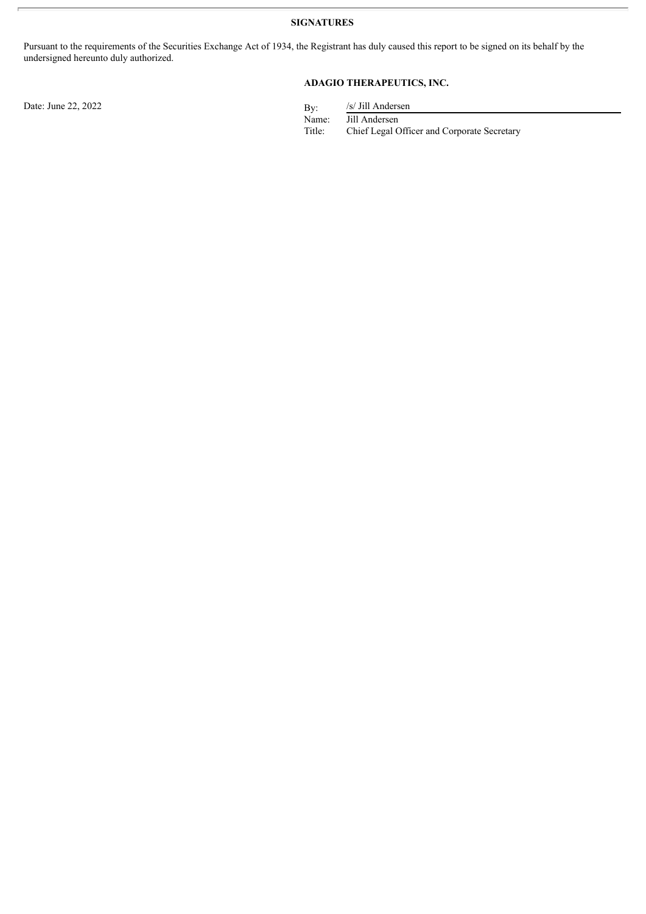**SIGNATURES**

Pursuant to the requirements of the Securities Exchange Act of 1934, the Registrant has duly caused this report to be signed on its behalf by the undersigned hereunto duly authorized.

**ADAGIO THERAPEUTICS, INC.**

Date: June 22, 2022

By: /s/ Jill Andersen
Name: Jill Andersen
Title: Chief Legal Officer and Corporate Secretary